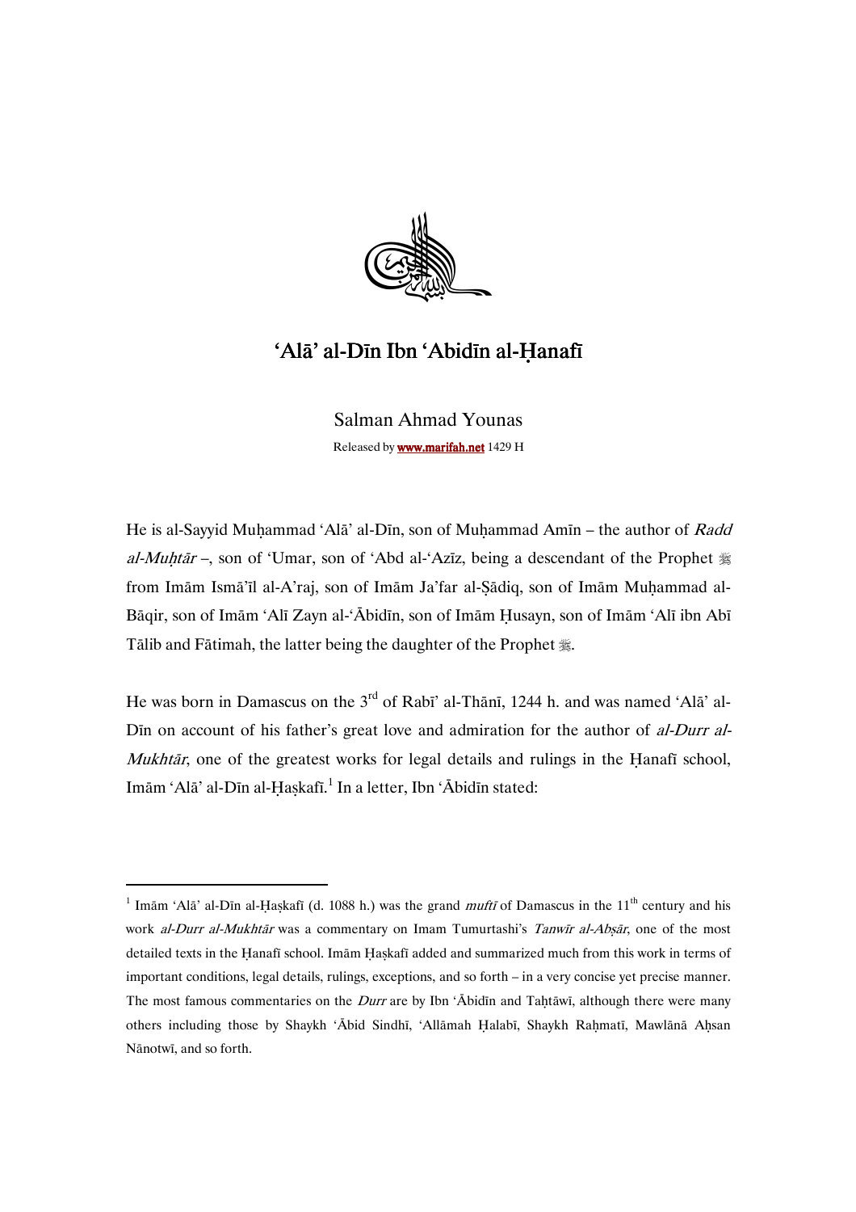# 'Alā' al-Dīn Ibn 'Abidīn al-Ḥanafī

Salman Ahmad Younas

Released by **www.marifah.net** 1429 H

He is al-Sayyid Muḥammad 'Alā' al-Dīn, son of Muḥammad Amīn – the author of *Radd al-Muḥtār* –, son of 'Umar, son of 'Abd al-'Azīz, being a descendant of the Prophet ﷺ from Imām Ismā'īl al-A'raj, son of Imām Ja'far al-Ṣādiq, son of Imām Muḥammad al-Bāqir, son of Imām 'Alī Zayn al-'Ābidīn, son of Imām Ḥusayn, son of Imām 'Alī ibn Abī Tālib and Fātimah, the latter being the daughter of the Prophet ﷺ.

He was born in Damascus on the 3rd of Rabī' al-Thānī, 1244 h. and was named 'Alā' al-Dīn on account of his father's great love and admiration for the author of *al-Durr al-Mukhtār*, one of the greatest works for legal details and rulings in the Ḥanafī school, Imām 'Alā' al-Dīn al-Ḥaṣkafī.[1] In a letter, Ibn 'Ābidīn stated:

---

[1] Imām 'Alā' al-Dīn al-Ḥaṣkafī (d. 1088 h.) was the grand *muftī* of Damascus in the 11th century and his work *al-Durr al-Mukhtār* was a commentary on Imam Tumurtashi's *Tanwīr al-Abṣār*, one of the most detailed texts in the Ḥanafī school. Imām Ḥaṣkafī added and summarized much from this work in terms of important conditions, legal details, rulings, exceptions, and so forth – in a very concise yet precise manner. The most famous commentaries on the *Durr* are by Ibn 'Ābidīn and Taḥṭāwī, although there were many others including those by Shaykh 'Ābid Sindhī, 'Allāmah Ḥalabī, Shaykh Raḥmatī, Mawlānā Aḥsan Nānotwī, and so forth.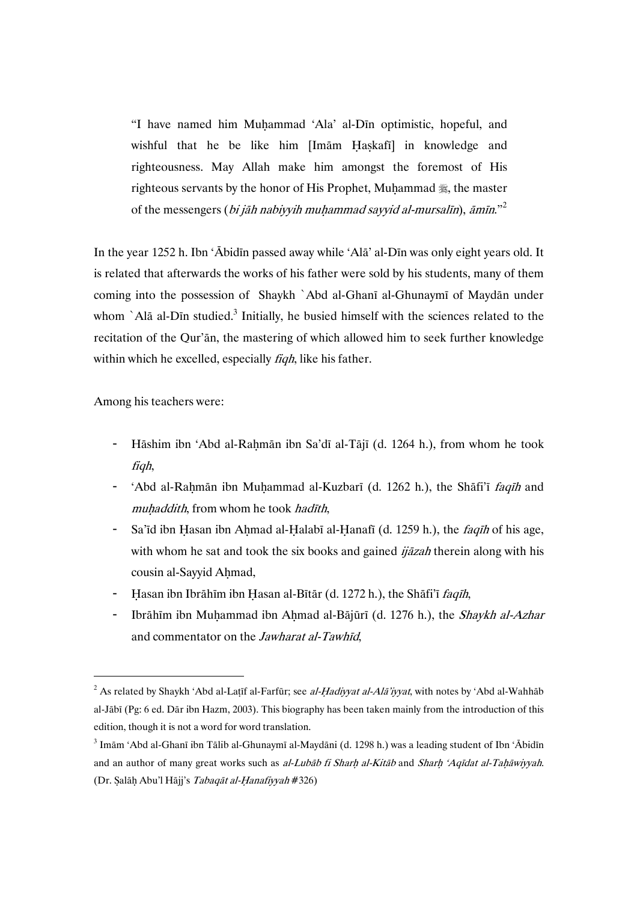> "I have named him Muḥammad 'Ala' al-Dīn optimistic, hopeful, and wishful that he be like him [Imām Ḥaṣkafī] in knowledge and righteousness. May Allah make him amongst the foremost of His righteous servants by the honor of His Prophet, Muḥammad ﷺ, the master of the messengers (*bi jāh nabiyyih muḥammad sayyid al-mursalīn*), *āmīn*."[2]

In the year 1252 h. Ibn 'Ābidīn passed away while 'Alā' al-Dīn was only eight years old. It is related that afterwards the works of his father were sold by his students, many of them coming into the possession of Shaykh `Abd al-Ghanī al-Ghunaymī of Maydān under whom `Alā al-Dīn studied.[3] Initially, he busied himself with the sciences related to the recitation of the Qur'ān, the mastering of which allowed him to seek further knowledge within which he excelled, especially *fiqh*, like his father.

Among his teachers were:

- Hāshim ibn 'Abd al-Raḥmān ibn Sa'dī al-Tājī (d. 1264 h.), from whom he took *fiqh*,
- 'Abd al-Raḥmān ibn Muḥammad al-Kuzbarī (d. 1262 h.), the Shāfi'ī *faqīh* and *muḥaddith*, from whom he took *hadīth*,
- Sa'īd ibn Ḥasan ibn Aḥmad al-Ḥalabī al-Ḥanafī (d. 1259 h.), the *faqīh* of his age, with whom he sat and took the six books and gained *ijāzah* therein along with his cousin al-Sayyid Aḥmad,
- Ḥasan ibn Ibrāhīm ibn Ḥasan al-Bītār (d. 1272 h.), the Shāfi'ī *faqīh*,
- Ibrāhīm ibn Muḥammad ibn Aḥmad al-Bājūrī (d. 1276 h.), the *Shaykh al-Azhar* and commentator on the *Jawharat al-Tawhīd*,

---

[2] As related by Shaykh 'Abd al-Laṭīf al-Farfūr; see *al-Ḥadiyyat al-Alā'iyyat*, with notes by 'Abd al-Wahhāb al-Jābī (Pg: 6 ed. Dār ibn Hazm, 2003). This biography has been taken mainly from the introduction of this edition, though it is not a word for word translation.

[3] Imām 'Abd al-Ghanī ibn Tālib al-Ghunaymī al-Maydāni (d. 1298 h.) was a leading student of Ibn 'Ābidīn and an author of many great works such as *al-Lubāb fi Sharḥ al-Kitāb* and *Sharḥ 'Aqīdat al-Taḥāwiyyah*. (Dr. Ṣalāḥ Abu'l Ḥājj's *Tabaqāt al-Ḥanafiyyah* #326)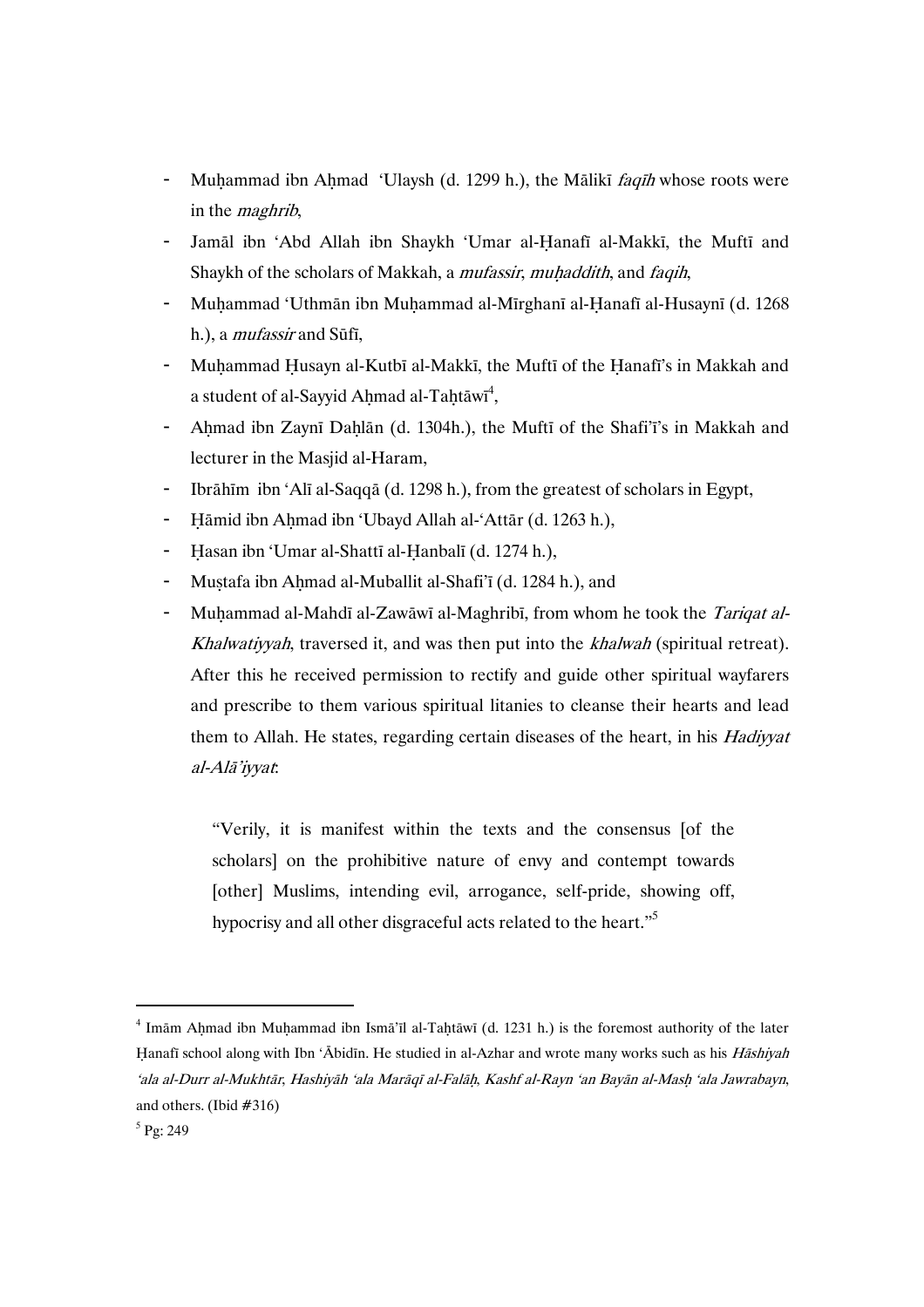- Muḥammad ibn Aḥmad 'Ulaysh (d. 1299 h.), the Mālikī *faqīh* whose roots were in the *maghrib*,
- Jamāl ibn 'Abd Allah ibn Shaykh 'Umar al-Ḥanafī al-Makkī, the Muftī and Shaykh of the scholars of Makkah, a *mufassir*, *muḥaddith*, and *faqih*,
- Muḥammad 'Uthmān ibn Muḥammad al-Mīrghanī al-Ḥanafī al-Husaynī (d. 1268 h.), a *mufassir* and Sūfī,
- Muḥammad Ḥusayn al-Kutbī al-Makkī, the Muftī of the Ḥanafī's in Makkah and a student of al-Sayyid Aḥmad al-Taḥtāwī[4],
- Aḥmad ibn Zaynī Daḥlān (d. 1304h.), the Muftī of the Shafi'ī's in Makkah and lecturer in the Masjid al-Haram,
- Ibrāhīm ibn 'Alī al-Saqqā (d. 1298 h.), from the greatest of scholars in Egypt,
- Ḥāmid ibn Aḥmad ibn 'Ubayd Allah al-'Attār (d. 1263 h.),
- Ḥasan ibn 'Umar al-Shattī al-Ḥanbalī (d. 1274 h.),
- Muṣtafa ibn Aḥmad al-Muballit al-Shafi'ī (d. 1284 h.), and
- Muḥammad al-Mahdī al-Zawāwī al-Maghribī, from whom he took the *Tariqat al-Khalwatiyyah*, traversed it, and was then put into the *khalwah* (spiritual retreat). After this he received permission to rectify and guide other spiritual wayfarers and prescribe to them various spiritual litanies to cleanse their hearts and lead them to Allah. He states, regarding certain diseases of the heart, in his *Hadiyyat al-Alā'iyyat*:

> "Verily, it is manifest within the texts and the consensus [of the scholars] on the prohibitive nature of envy and contempt towards [other] Muslims, intending evil, arrogance, self-pride, showing off, hypocrisy and all other disgraceful acts related to the heart."[5]

---

[4] Imām Aḥmad ibn Muḥammad ibn Ismā'īl al-Taḥtāwī (d. 1231 h.) is the foremost authority of the later Ḥanafī school along with Ibn 'Ābidīn. He studied in al-Azhar and wrote many works such as his *Hāshiyah 'ala al-Durr al-Mukhtār*, *Hashiyāh 'ala Marāqī al-Falāḥ*, *Kashf al-Rayn 'an Bayān al-Masḥ 'ala Jawrabayn*, and others. (Ibid #316)

[5] Pg: 249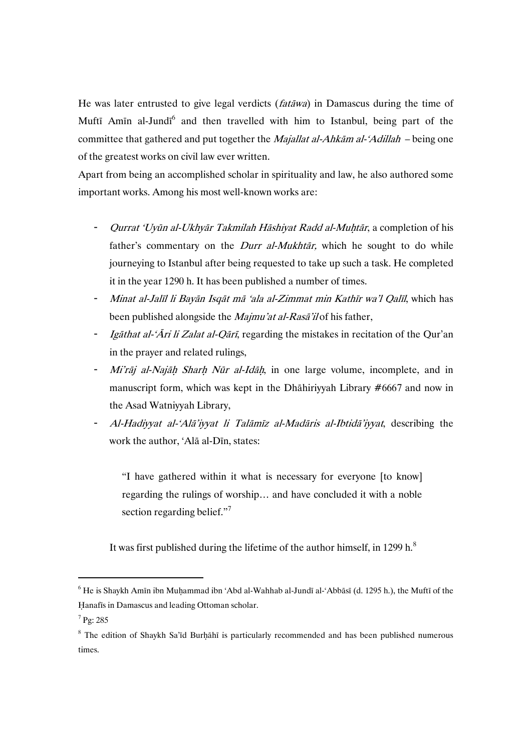He was later entrusted to give legal verdicts (*fatāwa*) in Damascus during the time of Muftī Amīn al-Jundī[6] and then travelled with him to Istanbul, being part of the committee that gathered and put together the *Majallat al-Ahkām al-'Adillah* – being one of the greatest works on civil law ever written.

Apart from being an accomplished scholar in spirituality and law, he also authored some important works. Among his most well-known works are:

- *Qurrat 'Uyūn al-Ukhyār Takmilah Hāshiyat Radd al-Muḥtār*, a completion of his father's commentary on the *Durr al-Mukhtār,* which he sought to do while journeying to Istanbul after being requested to take up such a task. He completed it in the year 1290 h. It has been published a number of times.
- *Minat al-Jalīl li Bayān Isqāt mā 'ala al-Zimmat min Kathīr wa'l Qalīl*, which has been published alongside the *Majmu'at al-Rasā'il* of his father,
- *Igāthat al-'Āri li Zalat al-Qārī*, regarding the mistakes in recitation of the Qur'an in the prayer and related rulings,
- *Mi'rāj al-Najāḥ Sharḥ Nūr al-Idāḥ*, in one large volume, incomplete, and in manuscript form, which was kept in the Dhāhiriyyah Library #6667 and now in the Asad Watniyyah Library,
- *Al-Hadiyyat al-'Alā'iyyat li Talāmīz al-Madāris al-Ibtidā'iyyat*, describing the work the author, 'Alā al-Dīn, states:

  > "I have gathered within it what is necessary for everyone [to know] regarding the rulings of worship… and have concluded it with a noble section regarding belief."[7]

  It was first published during the lifetime of the author himself, in 1299 h.[8]

---

[6] He is Shaykh Amīn ibn Muḥammad ibn 'Abd al-Wahhab al-Jundī al-'Abbāsī (d. 1295 h.), the Muftī of the Ḥanafīs in Damascus and leading Ottoman scholar.

[7] Pg: 285

[8] The edition of Shaykh Sa'īd Burḥāhī is particularly recommended and has been published numerous times.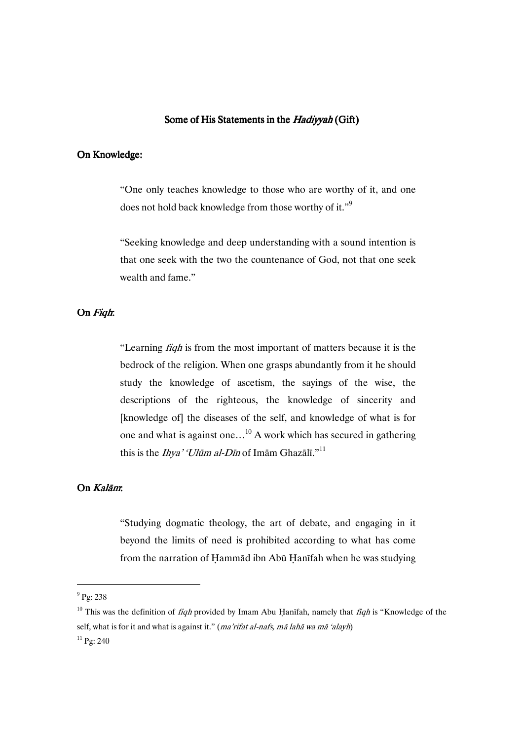## Some of His Statements in the *Hadiyyah* (Gift)

### On Knowledge:

> "One only teaches knowledge to those who are worthy of it, and one does not hold back knowledge from those worthy of it."[9]

> "Seeking knowledge and deep understanding with a sound intention is that one seek with the two the countenance of God, not that one seek wealth and fame."

### On *Fiqh*:

> "Learning *fiqh* is from the most important of matters because it is the bedrock of the religion. When one grasps abundantly from it he should study the knowledge of ascetism, the sayings of the wise, the descriptions of the righteous, the knowledge of sincerity and [knowledge of] the diseases of the self, and knowledge of what is for one and what is against one…[10] A work which has secured in gathering this is the *Ihya' 'Ulūm al-Dīn* of Imām Ghazālī."[11]

### On *Kalām*:

> "Studying dogmatic theology, the art of debate, and engaging in it beyond the limits of need is prohibited according to what has come from the narration of Ḥammād ibn Abū Ḥanīfah when he was studying

---

[9] Pg: 238

[10] This was the definition of *fiqh* provided by Imam Abu Ḥanīfah, namely that *fiqh* is "Knowledge of the self, what is for it and what is against it." (*ma'rifat al-nafs, mā lahā wa mā 'alayh*)

[11] Pg: 240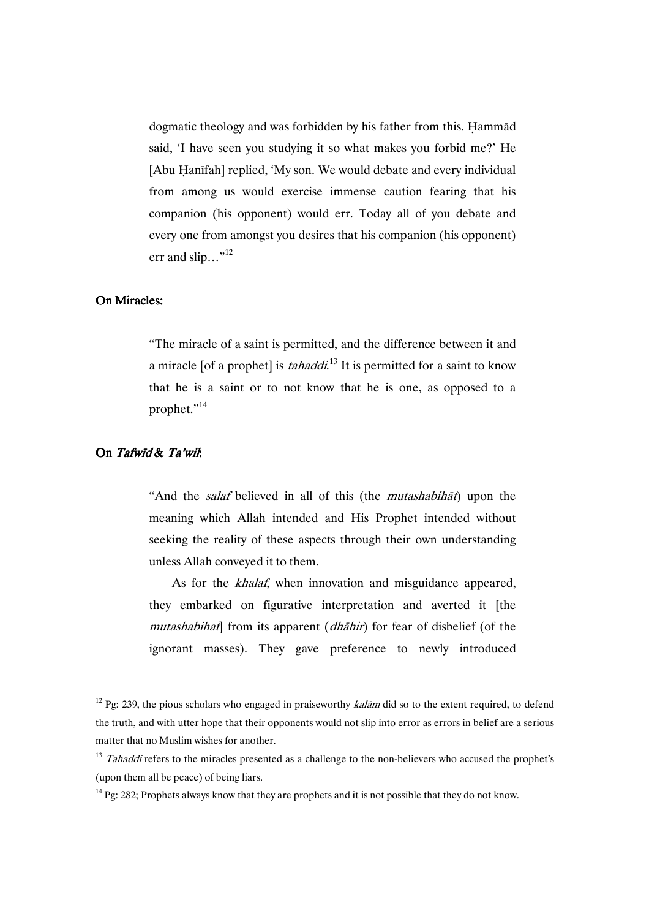> dogmatic theology and was forbidden by his father from this. Ḥammād said, 'I have seen you studying it so what makes you forbid me?' He [Abu Ḥanīfah] replied, 'My son. We would debate and every individual from among us would exercise immense caution fearing that his companion (his opponent) would err. Today all of you debate and every one from amongst you desires that his companion (his opponent) err and slip…"[12]

**On Miracles:**

> "The miracle of a saint is permitted, and the difference between it and a miracle [of a prophet] is *tahaddi*.[13] It is permitted for a saint to know that he is a saint or to not know that he is one, as opposed to a prophet."[14]

***On Tafwīd & Ta'wil:***

> "And the *salaf* believed in all of this (the *mutashabihāt*) upon the meaning which Allah intended and His Prophet intended without seeking the reality of these aspects through their own understanding unless Allah conveyed it to them.
>
> As for the *khalaf*, when innovation and misguidance appeared, they embarked on figurative interpretation and averted it [the *mutashabihat*] from its apparent (*dhāhir*) for fear of disbelief (of the ignorant masses). They gave preference to newly introduced

---

[12] Pg: 239, the pious scholars who engaged in praiseworthy *kalām* did so to the extent required, to defend the truth, and with utter hope that their opponents would not slip into error as errors in belief are a serious matter that no Muslim wishes for another.

[13] *Tahaddi* refers to the miracles presented as a challenge to the non-believers who accused the prophet's (upon them all be peace) of being liars.

[14] Pg: 282; Prophets always know that they are prophets and it is not possible that they do not know.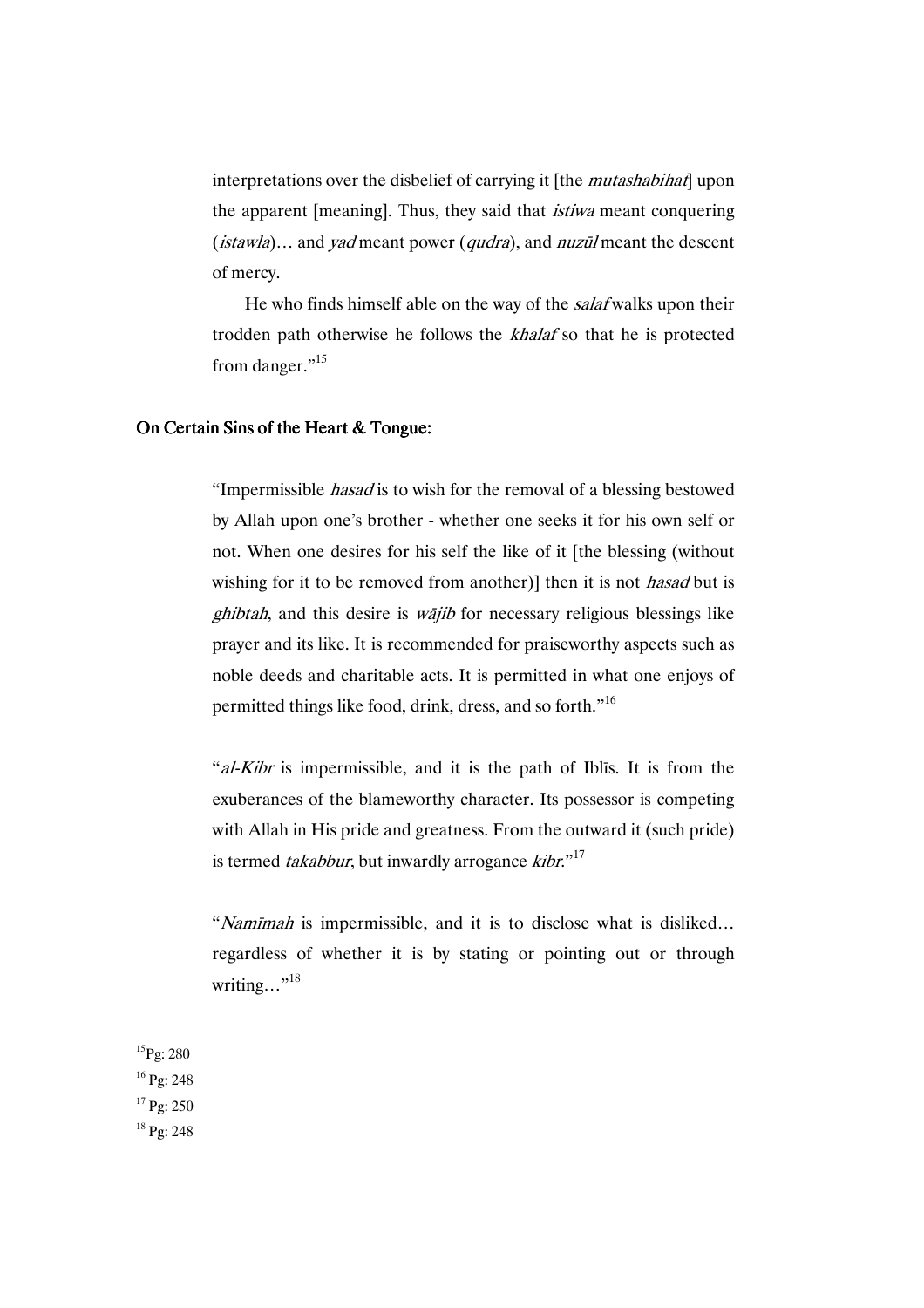interpretations over the disbelief of carrying it [the *mutashabihat*] upon the apparent [meaning]. Thus, they said that *istiwa* meant conquering (*istawla*)… and *yad* meant power (*qudra*), and *nuzūl* meant the descent of mercy.

He who finds himself able on the way of the *salaf* walks upon their trodden path otherwise he follows the *khalaf* so that he is protected from danger."[15]

**On Certain Sins of the Heart & Tongue:**

> "Impermissible *hasad* is to wish for the removal of a blessing bestowed by Allah upon one's brother - whether one seeks it for his own self or not. When one desires for his self the like of it [the blessing (without wishing for it to be removed from another)] then it is not *hasad* but is *ghibtah*, and this desire is *wājib* for necessary religious blessings like prayer and its like. It is recommended for praiseworthy aspects such as noble deeds and charitable acts. It is permitted in what one enjoys of permitted things like food, drink, dress, and so forth."[16]

> "*al-Kibr* is impermissible, and it is the path of Iblīs. It is from the exuberances of the blameworthy character. Its possessor is competing with Allah in His pride and greatness. From the outward it (such pride) is termed *takabbur*, but inwardly arrogance *kibr*."[17]

> "*Namīmah* is impermissible, and it is to disclose what is disliked… regardless of whether it is by stating or pointing out or through writing…"[18]

---

[15] Pg: 280

[16] Pg: 248

[17] Pg: 250

[18] Pg: 248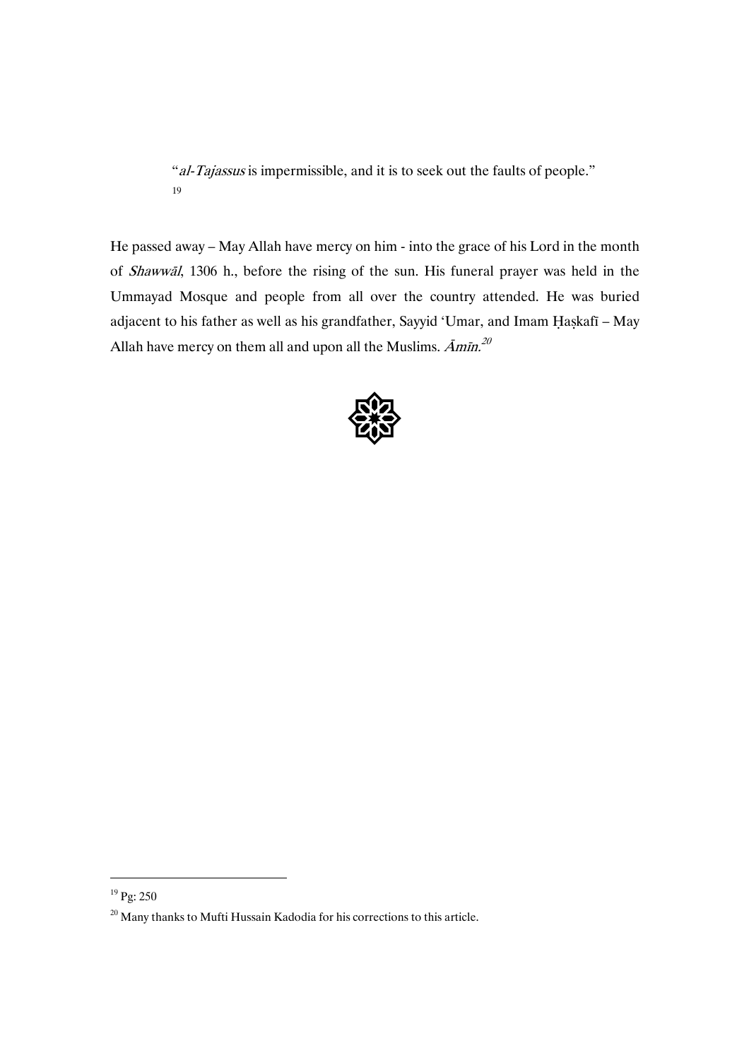> "*al-Tajassus* is impermissible, and it is to seek out the faults of people."
> [19]

He passed away – May Allah have mercy on him - into the grace of his Lord in the month of *Shawwāl*, 1306 h., before the rising of the sun. His funeral prayer was held in the Ummayad Mosque and people from all over the country attended. He was buried adjacent to his father as well as his grandfather, Sayyid 'Umar, and Imam Ḥaṣkafī – May Allah have mercy on them all and upon all the Muslims. *Āmīn.*[20]

---

[19] Pg: 250

[20] Many thanks to Mufti Hussain Kadodia for his corrections to this article.